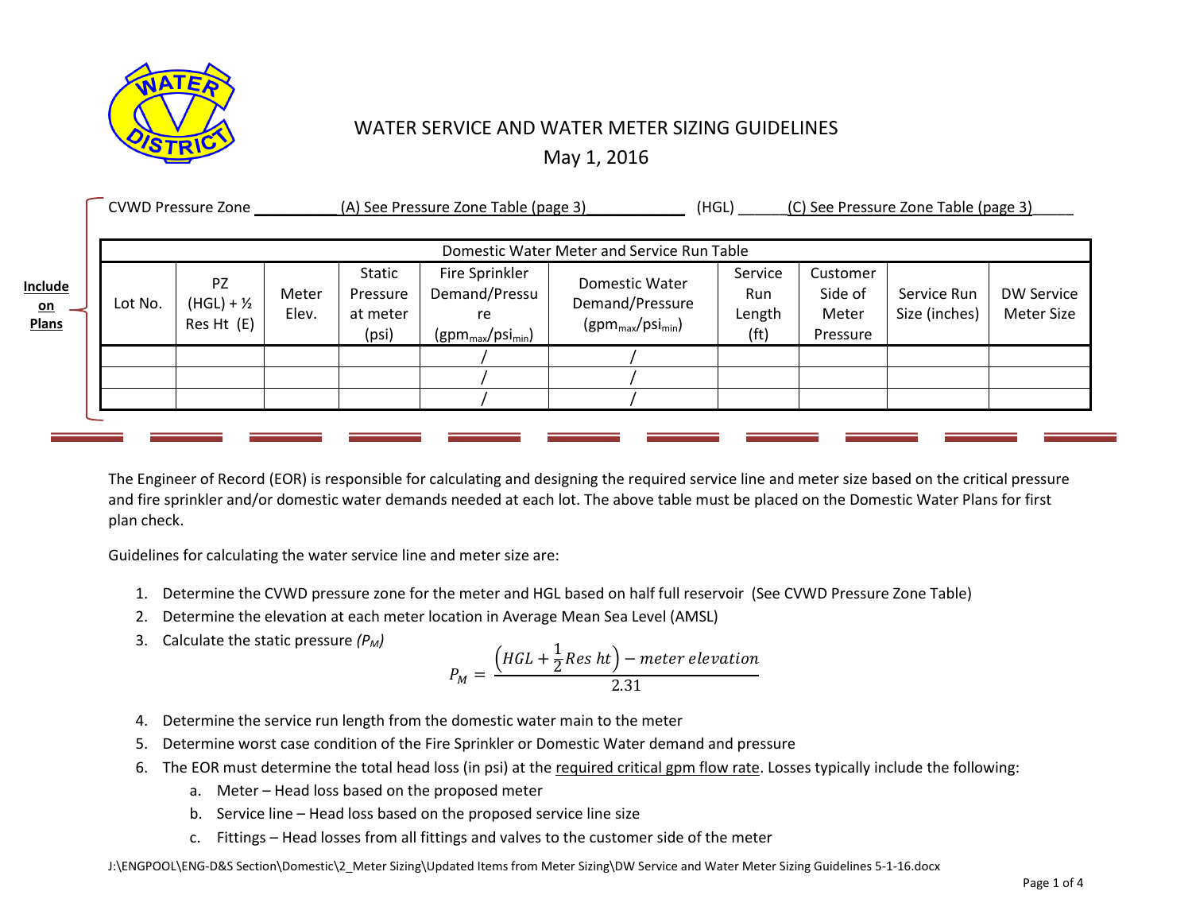# WATER SERVICE AND WATER METER SIZING GUIDELINES

May 1, 2016

**Include on Plans**

CVWD Pressure Zone ___________(A) See Pressure Zone Table (page 3)____________ (HGL) ______(C) See Pressure Zone Table (page 3)_____

| Domestic Water Meter and Service Run Table | | | | | | | | | |
|---|---|---|---|---|---|---|---|---|---|
| Lot No. | PZ (HGL) + ½ Res Ht (E) | Meter Elev. | Static Pressure at meter (psi) | Fire Sprinkler Demand/Pressure ($gpm_{max}/psi_{min}$) | Domestic Water Demand/Pressure ($gpm_{max}/psi_{min}$) | Service Run Length (ft) | Customer Side of Meter Pressure | Service Run Size (inches) | DW Service Meter Size |
| | | | | / | / | | | | |
| | | | | / | / | | | | |
| | | | | / | / | | | | |

The Engineer of Record (EOR) is responsible for calculating and designing the required service line and meter size based on the critical pressure and fire sprinkler and/or domestic water demands needed at each lot. The above table must be placed on the Domestic Water Plans for first plan check.

Guidelines for calculating the water service line and meter size are:

1. Determine the CVWD pressure zone for the meter and HGL based on half full reservoir (See CVWD Pressure Zone Table)
2. Determine the elevation at each meter location in Average Mean Sea Level (AMSL)
3. Calculate the static pressure *($P_M$)*

$$P_M = \frac{\left(HGL + \frac{1}{2} Res\ ht\right) - meter\ elevation}{2.31}$$

4. Determine the service run length from the domestic water main to the meter
5. Determine worst case condition of the Fire Sprinkler or Domestic Water demand and pressure
6. The EOR must determine the total head loss (in psi) at the required critical gpm flow rate. Losses typically include the following:
   a. Meter – Head loss based on the proposed meter
   b. Service line – Head loss based on the proposed service line size
   c. Fittings – Head losses from all fittings and valves to the customer side of the meter

J:\ENGPOOL\ENG-D&S Section\Domestic\2_Meter Sizing\Updated Items from Meter Sizing\DW Service and Water Meter Sizing Guidelines 5-1-16.docx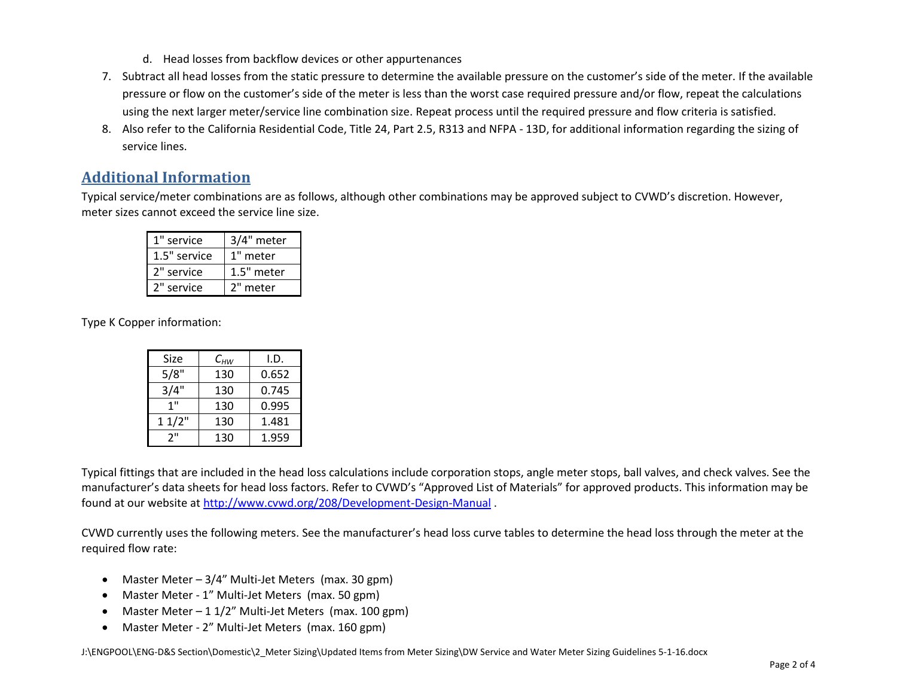d. Head losses from backflow devices or other appurtenances

7. Subtract all head losses from the static pressure to determine the available pressure on the customer's side of the meter. If the available pressure or flow on the customer's side of the meter is less than the worst case required pressure and/or flow, repeat the calculations using the next larger meter/service line combination size. Repeat process until the required pressure and flow criteria is satisfied.
8. Also refer to the California Residential Code, Title 24, Part 2.5, R313 and NFPA - 13D, for additional information regarding the sizing of service lines.

## Additional Information

Typical service/meter combinations are as follows, although other combinations may be approved subject to CVWD's discretion. However, meter sizes cannot exceed the service line size.

| | |
|---|---|
| 1" service | 3/4" meter |
| 1.5" service | 1" meter |
| 2" service | 1.5" meter |
| 2" service | 2" meter |

Type K Copper information:

| Size | $C_{HW}$ | I.D. |
|---|---|---|
| 5/8" | 130 | 0.652 |
| 3/4" | 130 | 0.745 |
| 1" | 130 | 0.995 |
| 1 1/2" | 130 | 1.481 |
| 2" | 130 | 1.959 |

Typical fittings that are included in the head loss calculations include corporation stops, angle meter stops, ball valves, and check valves. See the manufacturer's data sheets for head loss factors. Refer to CVWD's "Approved List of Materials" for approved products. This information may be found at our website at http://www.cvwd.org/208/Development-Design-Manual .

CVWD currently uses the following meters. See the manufacturer's head loss curve tables to determine the head loss through the meter at the required flow rate:

- Master Meter – 3/4" Multi-Jet Meters (max. 30 gpm)
- Master Meter - 1" Multi-Jet Meters (max. 50 gpm)
- Master Meter – 1 1/2" Multi-Jet Meters (max. 100 gpm)
- Master Meter - 2" Multi-Jet Meters (max. 160 gpm)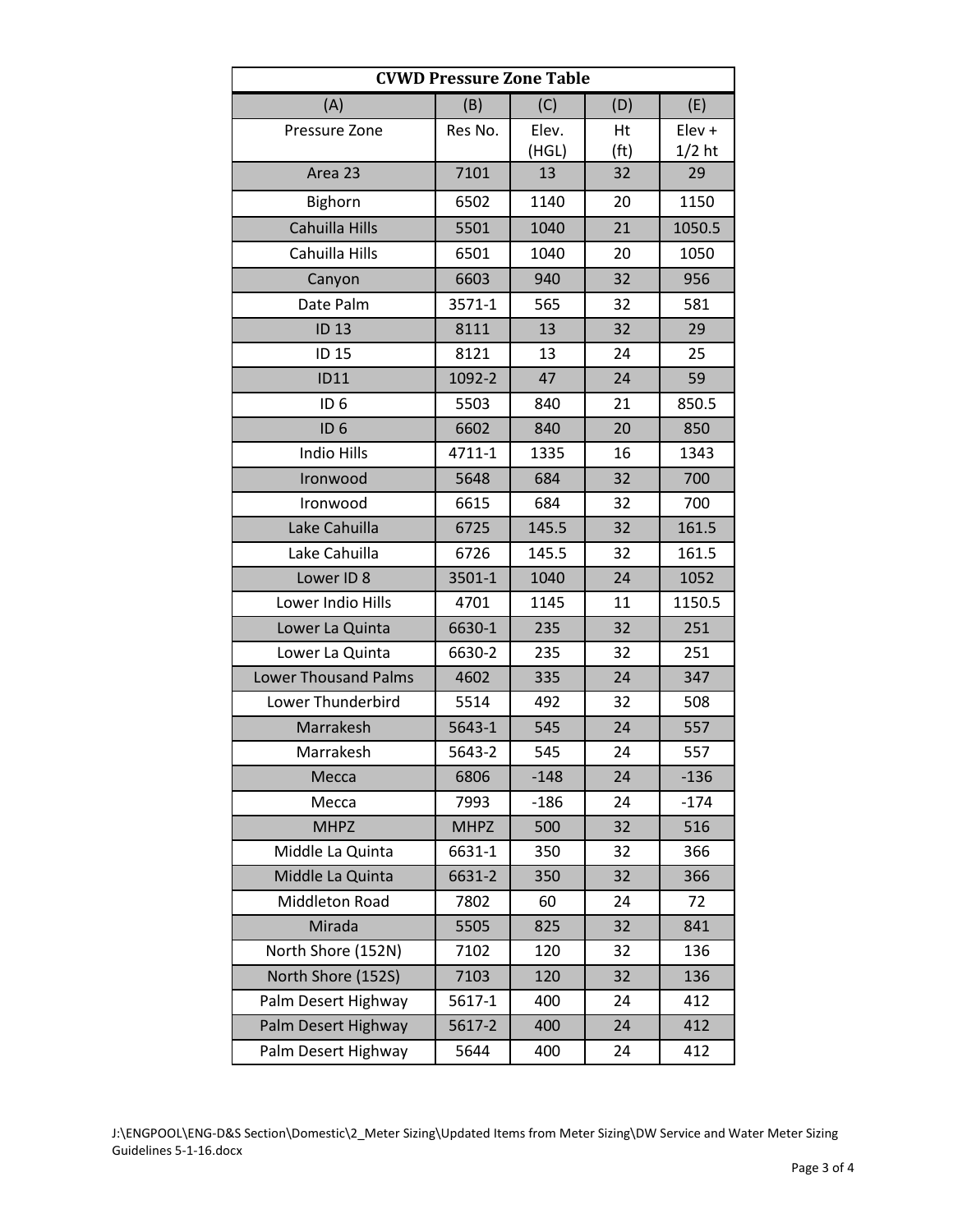| CVWD Pressure Zone Table | | | | |
|---|---|---|---|---|
| (A) | (B) | (C) | (D) | (E) |
| Pressure Zone | Res No. | Elev. (HGL) | Ht (ft) | Elev + 1/2 ht |
| Area 23 | 7101 | 13 | 32 | 29 |
| Bighorn | 6502 | 1140 | 20 | 1150 |
| Cahuilla Hills | 5501 | 1040 | 21 | 1050.5 |
| Cahuilla Hills | 6501 | 1040 | 20 | 1050 |
| Canyon | 6603 | 940 | 32 | 956 |
| Date Palm | 3571-1 | 565 | 32 | 581 |
| ID 13 | 8111 | 13 | 32 | 29 |
| ID 15 | 8121 | 13 | 24 | 25 |
| ID11 | 1092-2 | 47 | 24 | 59 |
| ID 6 | 5503 | 840 | 21 | 850.5 |
| ID 6 | 6602 | 840 | 20 | 850 |
| Indio Hills | 4711-1 | 1335 | 16 | 1343 |
| Ironwood | 5648 | 684 | 32 | 700 |
| Ironwood | 6615 | 684 | 32 | 700 |
| Lake Cahuilla | 6725 | 145.5 | 32 | 161.5 |
| Lake Cahuilla | 6726 | 145.5 | 32 | 161.5 |
| Lower ID 8 | 3501-1 | 1040 | 24 | 1052 |
| Lower Indio Hills | 4701 | 1145 | 11 | 1150.5 |
| Lower La Quinta | 6630-1 | 235 | 32 | 251 |
| Lower La Quinta | 6630-2 | 235 | 32 | 251 |
| Lower Thousand Palms | 4602 | 335 | 24 | 347 |
| Lower Thunderbird | 5514 | 492 | 32 | 508 |
| Marrakesh | 5643-1 | 545 | 24 | 557 |
| Marrakesh | 5643-2 | 545 | 24 | 557 |
| Mecca | 6806 | -148 | 24 | -136 |
| Mecca | 7993 | -186 | 24 | -174 |
| MHPZ | MHPZ | 500 | 32 | 516 |
| Middle La Quinta | 6631-1 | 350 | 32 | 366 |
| Middle La Quinta | 6631-2 | 350 | 32 | 366 |
| Middleton Road | 7802 | 60 | 24 | 72 |
| Mirada | 5505 | 825 | 32 | 841 |
| North Shore (152N) | 7102 | 120 | 32 | 136 |
| North Shore (152S) | 7103 | 120 | 32 | 136 |
| Palm Desert Highway | 5617-1 | 400 | 24 | 412 |
| Palm Desert Highway | 5617-2 | 400 | 24 | 412 |
| Palm Desert Highway | 5644 | 400 | 24 | 412 |

J:\ENGPOOL\ENG-D&S Section\Domestic\2_Meter Sizing\Updated Items from Meter Sizing\DW Service and Water Meter Sizing Guidelines 5-1-16.docx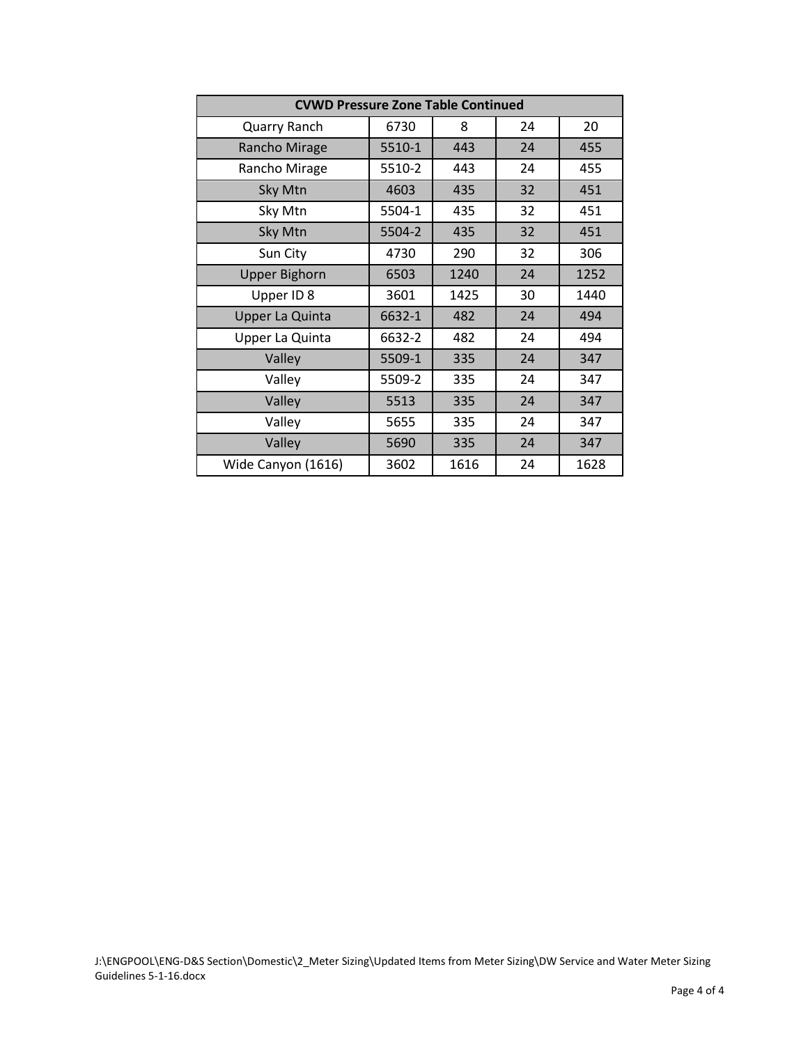| CVWD Pressure Zone Table Continued | | | | |
|---|---|---|---|---|
| Quarry Ranch | 6730 | 8 | 24 | 20 |
| Rancho Mirage | 5510-1 | 443 | 24 | 455 |
| Rancho Mirage | 5510-2 | 443 | 24 | 455 |
| Sky Mtn | 4603 | 435 | 32 | 451 |
| Sky Mtn | 5504-1 | 435 | 32 | 451 |
| Sky Mtn | 5504-2 | 435 | 32 | 451 |
| Sun City | 4730 | 290 | 32 | 306 |
| Upper Bighorn | 6503 | 1240 | 24 | 1252 |
| Upper ID 8 | 3601 | 1425 | 30 | 1440 |
| Upper La Quinta | 6632-1 | 482 | 24 | 494 |
| Upper La Quinta | 6632-2 | 482 | 24 | 494 |
| Valley | 5509-1 | 335 | 24 | 347 |
| Valley | 5509-2 | 335 | 24 | 347 |
| Valley | 5513 | 335 | 24 | 347 |
| Valley | 5655 | 335 | 24 | 347 |
| Valley | 5690 | 335 | 24 | 347 |
| Wide Canyon (1616) | 3602 | 1616 | 24 | 1628 |

J:\ENGPOOL\ENG-D&S Section\Domestic\2_Meter Sizing\Updated Items from Meter Sizing\DW Service and Water Meter Sizing Guidelines 5-1-16.docx